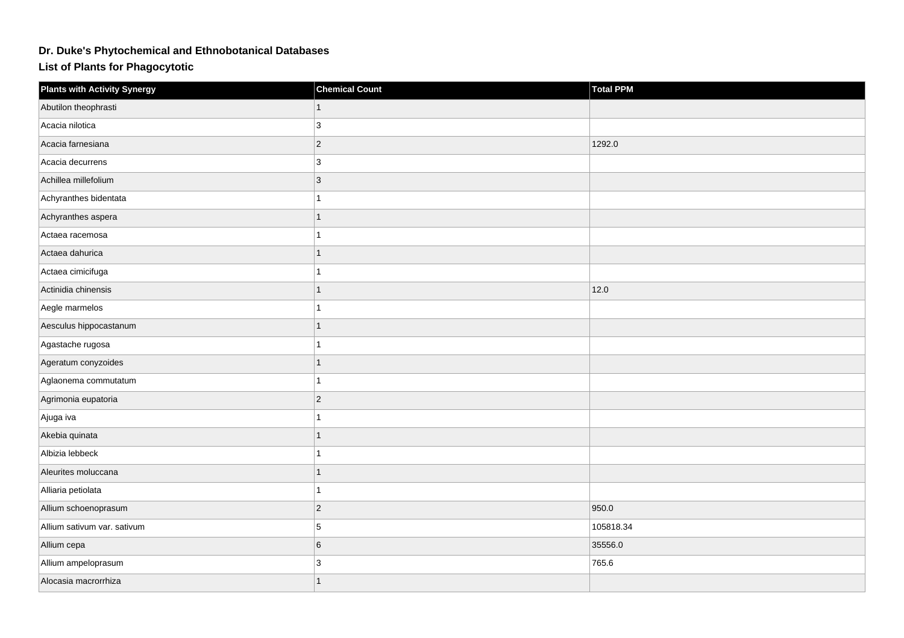# Dr. Duke's Phytochemical and Ethnobotanical Databases

## List of Plants for Phagocytotic

| Plants with Activity Synergy | Chemical Count | Total PPM |
| --- | --- | --- |
| Abutilon theophrasti | 1 | |
| Acacia nilotica | 3 | |
| Acacia farnesiana | 2 | 1292.0 |
| Acacia decurrens | 3 | |
| Achillea millefolium | 3 | |
| Achyranthes bidentata | 1 | |
| Achyranthes aspera | 1 | |
| Actaea racemosa | 1 | |
| Actaea dahurica | 1 | |
| Actaea cimicifuga | 1 | |
| Actinidia chinensis | 1 | 12.0 |
| Aegle marmelos | 1 | |
| Aesculus hippocastanum | 1 | |
| Agastache rugosa | 1 | |
| Ageratum conyzoides | 1 | |
| Aglaonema commutatum | 1 | |
| Agrimonia eupatoria | 2 | |
| Ajuga iva | 1 | |
| Akebia quinata | 1 | |
| Albizia lebbeck | 1 | |
| Aleurites moluccana | 1 | |
| Alliaria petiolata | 1 | |
| Allium schoenoprasum | 2 | 950.0 |
| Allium sativum var. sativum | 5 | 105818.34 |
| Allium cepa | 6 | 35556.0 |
| Allium ampeloprasum | 3 | 765.6 |
| Alocasia macrorrhiza | 1 | |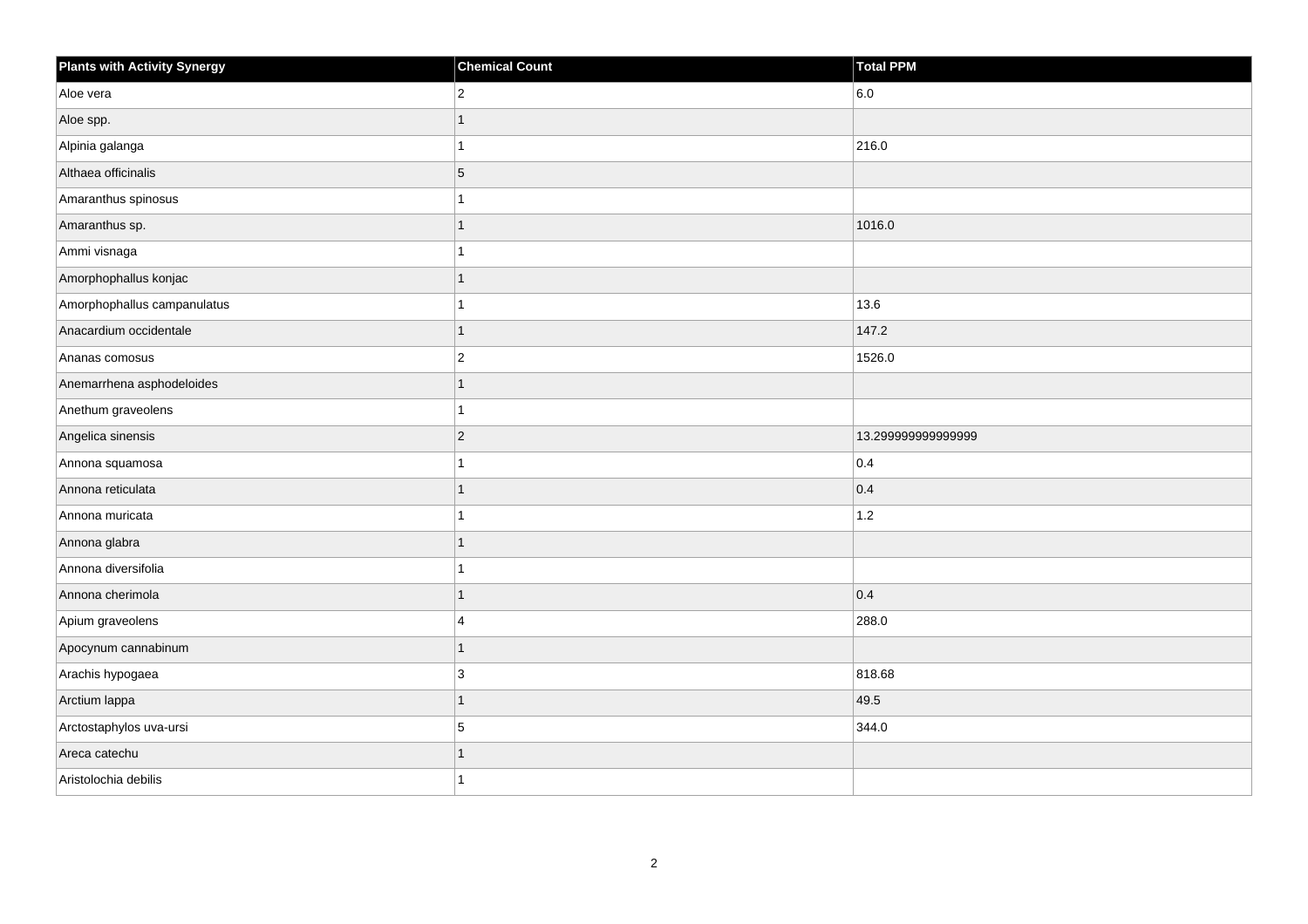| Plants with Activity Synergy | Chemical Count | Total PPM |
| --- | --- | --- |
| Aloe vera | 2 | 6.0 |
| Aloe spp. | 1 | |
| Alpinia galanga | 1 | 216.0 |
| Althaea officinalis | 5 | |
| Amaranthus spinosus | 1 | |
| Amaranthus sp. | 1 | 1016.0 |
| Ammi visnaga | 1 | |
| Amorphophallus konjac | 1 | |
| Amorphophallus campanulatus | 1 | 13.6 |
| Anacardium occidentale | 1 | 147.2 |
| Ananas comosus | 2 | 1526.0 |
| Anemarrhena asphodeloides | 1 | |
| Anethum graveolens | 1 | |
| Angelica sinensis | 2 | 13.299999999999999 |
| Annona squamosa | 1 | 0.4 |
| Annona reticulata | 1 | 0.4 |
| Annona muricata | 1 | 1.2 |
| Annona glabra | 1 | |
| Annona diversifolia | 1 | |
| Annona cherimola | 1 | 0.4 |
| Apium graveolens | 4 | 288.0 |
| Apocynum cannabinum | 1 | |
| Arachis hypogaea | 3 | 818.68 |
| Arctium lappa | 1 | 49.5 |
| Arctostaphylos uva-ursi | 5 | 344.0 |
| Areca catechu | 1 | |
| Aristolochia debilis | 1 | |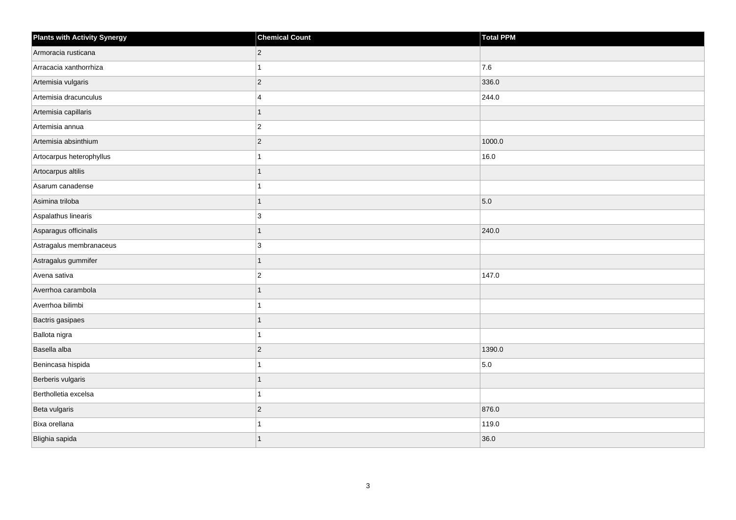| Plants with Activity Synergy | Chemical Count | Total PPM |
|---|---|---|
| Armoracia rusticana | 2 | |
| Arracacia xanthorrhiza | 1 | 7.6 |
| Artemisia vulgaris | 2 | 336.0 |
| Artemisia dracunculus | 4 | 244.0 |
| Artemisia capillaris | 1 | |
| Artemisia annua | 2 | |
| Artemisia absinthium | 2 | 1000.0 |
| Artocarpus heterophyllus | 1 | 16.0 |
| Artocarpus altilis | 1 | |
| Asarum canadense | 1 | |
| Asimina triloba | 1 | 5.0 |
| Aspalathus linearis | 3 | |
| Asparagus officinalis | 1 | 240.0 |
| Astragalus membranaceus | 3 | |
| Astragalus gummifer | 1 | |
| Avena sativa | 2 | 147.0 |
| Averrhoa carambola | 1 | |
| Averrhoa bilimbi | 1 | |
| Bactris gasipaes | 1 | |
| Ballota nigra | 1 | |
| Basella alba | 2 | 1390.0 |
| Benincasa hispida | 1 | 5.0 |
| Berberis vulgaris | 1 | |
| Bertholletia excelsa | 1 | |
| Beta vulgaris | 2 | 876.0 |
| Bixa orellana | 1 | 119.0 |
| Blighia sapida | 1 | 36.0 |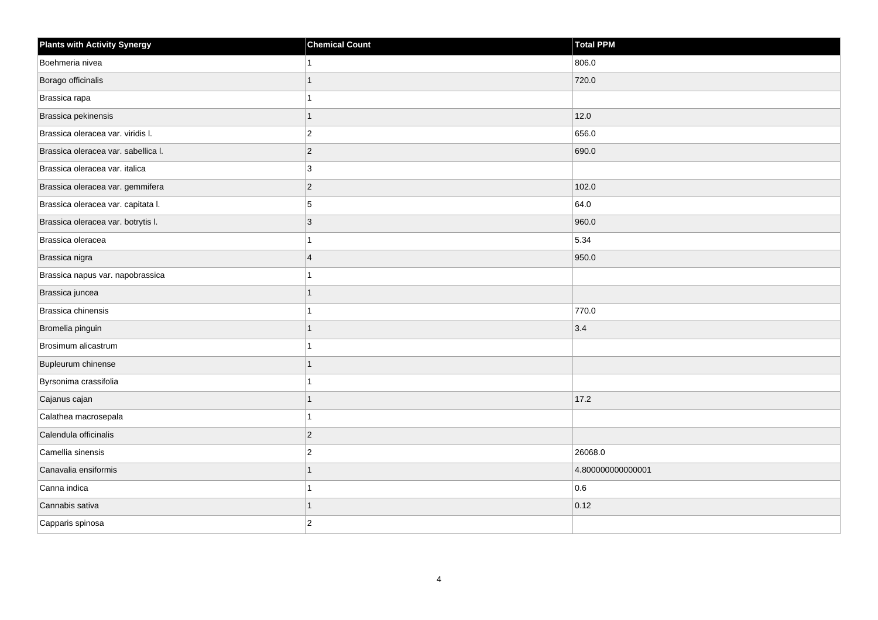| Plants with Activity Synergy | Chemical Count | Total PPM |
| --- | --- | --- |
| Boehmeria nivea | 1 | 806.0 |
| Borago officinalis | 1 | 720.0 |
| Brassica rapa | 1 | |
| Brassica pekinensis | 1 | 12.0 |
| Brassica oleracea var. viridis l. | 2 | 656.0 |
| Brassica oleracea var. sabellica l. | 2 | 690.0 |
| Brassica oleracea var. italica | 3 | |
| Brassica oleracea var. gemmifera | 2 | 102.0 |
| Brassica oleracea var. capitata l. | 5 | 64.0 |
| Brassica oleracea var. botrytis l. | 3 | 960.0 |
| Brassica oleracea | 1 | 5.34 |
| Brassica nigra | 4 | 950.0 |
| Brassica napus var. napobrassica | 1 | |
| Brassica juncea | 1 | |
| Brassica chinensis | 1 | 770.0 |
| Bromelia pinguin | 1 | 3.4 |
| Brosimum alicastrum | 1 | |
| Bupleurum chinense | 1 | |
| Byrsonima crassifolia | 1 | |
| Cajanus cajan | 1 | 17.2 |
| Calathea macrosepala | 1 | |
| Calendula officinalis | 2 | |
| Camellia sinensis | 2 | 26068.0 |
| Canavalia ensiformis | 1 | 4.800000000000001 |
| Canna indica | 1 | 0.6 |
| Cannabis sativa | 1 | 0.12 |
| Capparis spinosa | 2 | |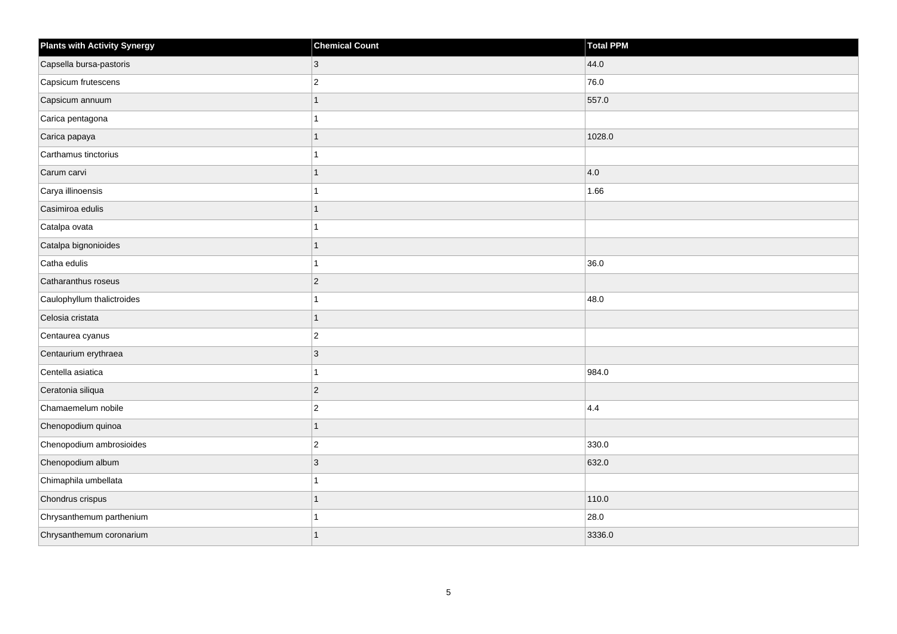| Plants with Activity Synergy | Chemical Count | Total PPM |
| --- | --- | --- |
| Capsella bursa-pastoris | 3 | 44.0 |
| Capsicum frutescens | 2 | 76.0 |
| Capsicum annuum | 1 | 557.0 |
| Carica pentagona | 1 | |
| Carica papaya | 1 | 1028.0 |
| Carthamus tinctorius | 1 | |
| Carum carvi | 1 | 4.0 |
| Carya illinoensis | 1 | 1.66 |
| Casimiroa edulis | 1 | |
| Catalpa ovata | 1 | |
| Catalpa bignonioides | 1 | |
| Catha edulis | 1 | 36.0 |
| Catharanthus roseus | 2 | |
| Caulophyllum thalictroides | 1 | 48.0 |
| Celosia cristata | 1 | |
| Centaurea cyanus | 2 | |
| Centaurium erythraea | 3 | |
| Centella asiatica | 1 | 984.0 |
| Ceratonia siliqua | 2 | |
| Chamaemelum nobile | 2 | 4.4 |
| Chenopodium quinoa | 1 | |
| Chenopodium ambrosioides | 2 | 330.0 |
| Chenopodium album | 3 | 632.0 |
| Chimaphila umbellata | 1 | |
| Chondrus crispus | 1 | 110.0 |
| Chrysanthemum parthenium | 1 | 28.0 |
| Chrysanthemum coronarium | 1 | 3336.0 |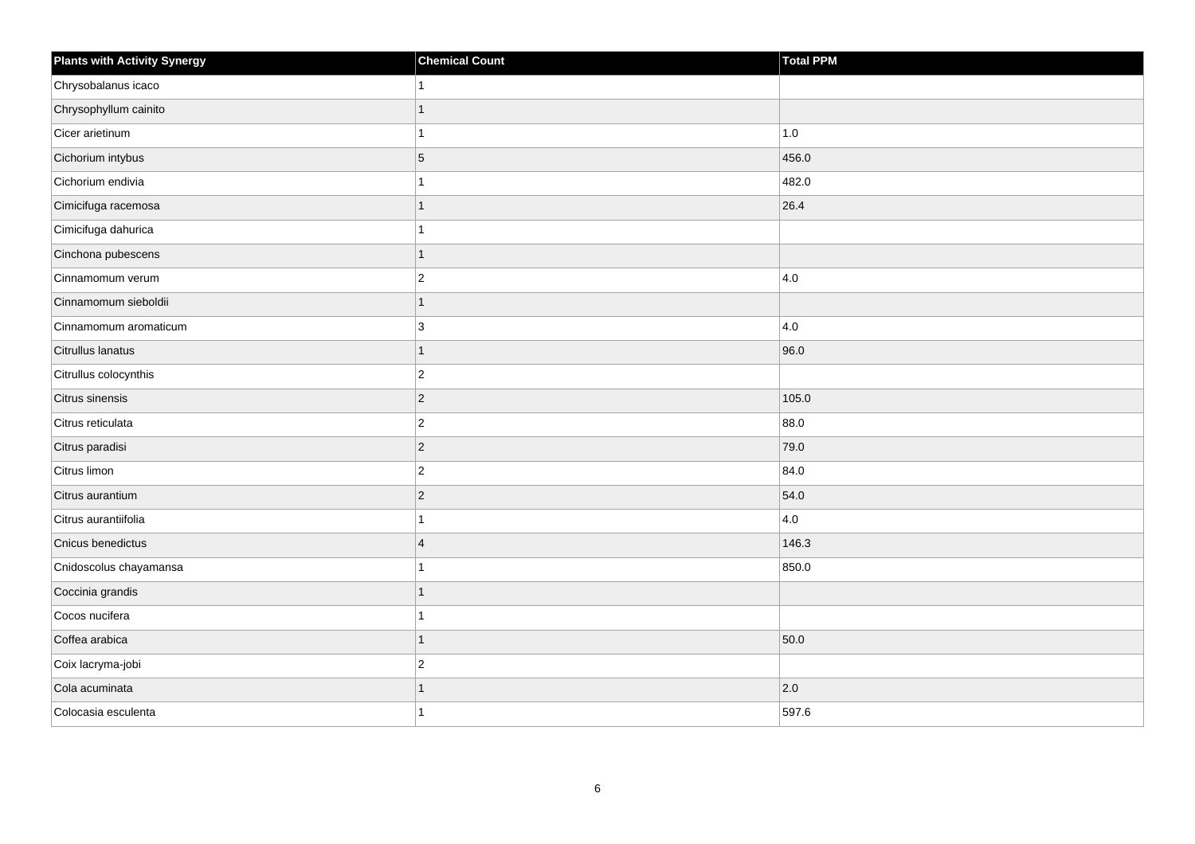| Plants with Activity Synergy | Chemical Count | Total PPM |
| --- | --- | --- |
| Chrysobalanus icaco | 1 | |
| Chrysophyllum cainito | 1 | |
| Cicer arietinum | 1 | 1.0 |
| Cichorium intybus | 5 | 456.0 |
| Cichorium endivia | 1 | 482.0 |
| Cimicifuga racemosa | 1 | 26.4 |
| Cimicifuga dahurica | 1 | |
| Cinchona pubescens | 1 | |
| Cinnamomum verum | 2 | 4.0 |
| Cinnamomum sieboldii | 1 | |
| Cinnamomum aromaticum | 3 | 4.0 |
| Citrullus lanatus | 1 | 96.0 |
| Citrullus colocynthis | 2 | |
| Citrus sinensis | 2 | 105.0 |
| Citrus reticulata | 2 | 88.0 |
| Citrus paradisi | 2 | 79.0 |
| Citrus limon | 2 | 84.0 |
| Citrus aurantium | 2 | 54.0 |
| Citrus aurantiifolia | 1 | 4.0 |
| Cnicus benedictus | 4 | 146.3 |
| Cnidoscolus chayamansa | 1 | 850.0 |
| Coccinia grandis | 1 | |
| Cocos nucifera | 1 | |
| Coffea arabica | 1 | 50.0 |
| Coix lacryma-jobi | 2 | |
| Cola acuminata | 1 | 2.0 |
| Colocasia esculenta | 1 | 597.6 |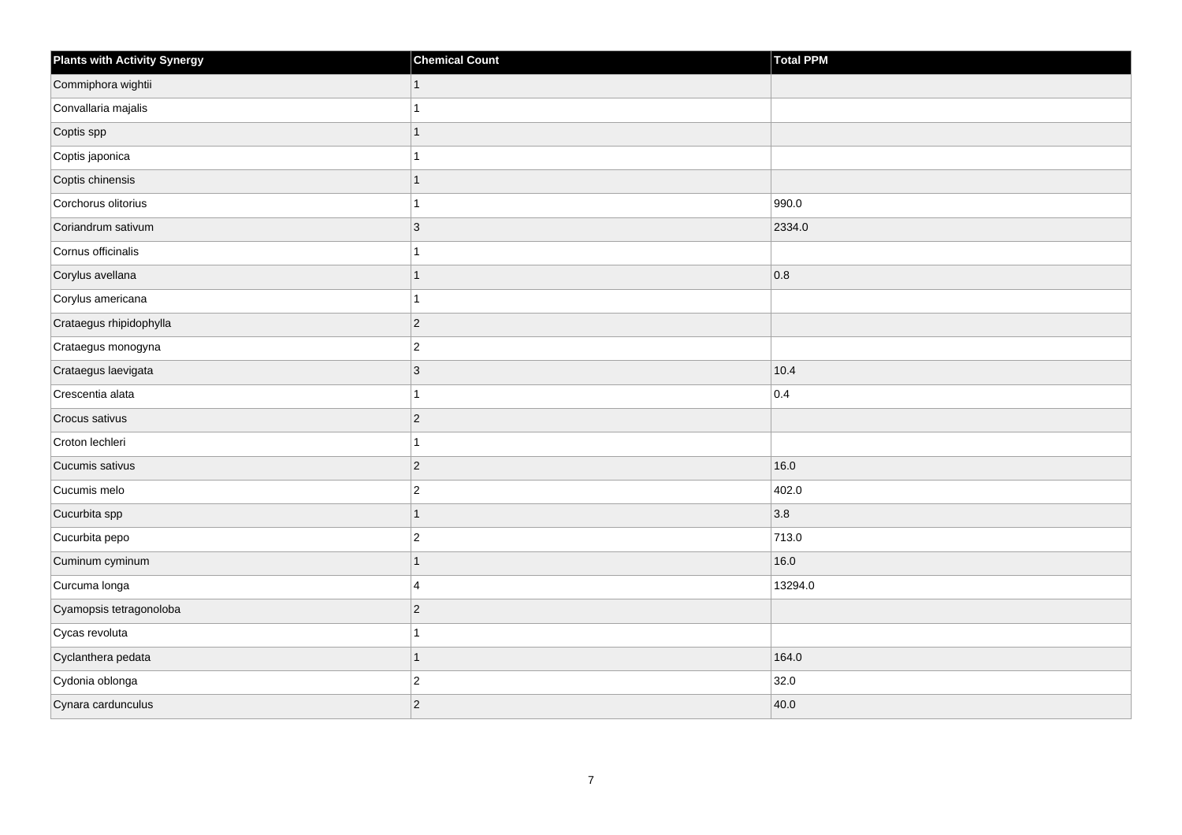| Plants with Activity Synergy | Chemical Count | Total PPM |
|---|---|---|
| Commiphora wightii | 1 | |
| Convallaria majalis | 1 | |
| Coptis spp | 1 | |
| Coptis japonica | 1 | |
| Coptis chinensis | 1 | |
| Corchorus olitorius | 1 | 990.0 |
| Coriandrum sativum | 3 | 2334.0 |
| Cornus officinalis | 1 | |
| Corylus avellana | 1 | 0.8 |
| Corylus americana | 1 | |
| Crataegus rhipidophylla | 2 | |
| Crataegus monogyna | 2 | |
| Crataegus laevigata | 3 | 10.4 |
| Crescentia alata | 1 | 0.4 |
| Crocus sativus | 2 | |
| Croton lechleri | 1 | |
| Cucumis sativus | 2 | 16.0 |
| Cucumis melo | 2 | 402.0 |
| Cucurbita spp | 1 | 3.8 |
| Cucurbita pepo | 2 | 713.0 |
| Cuminum cyminum | 1 | 16.0 |
| Curcuma longa | 4 | 13294.0 |
| Cyamopsis tetragonoloba | 2 | |
| Cycas revoluta | 1 | |
| Cyclanthera pedata | 1 | 164.0 |
| Cydonia oblonga | 2 | 32.0 |
| Cynara cardunculus | 2 | 40.0 |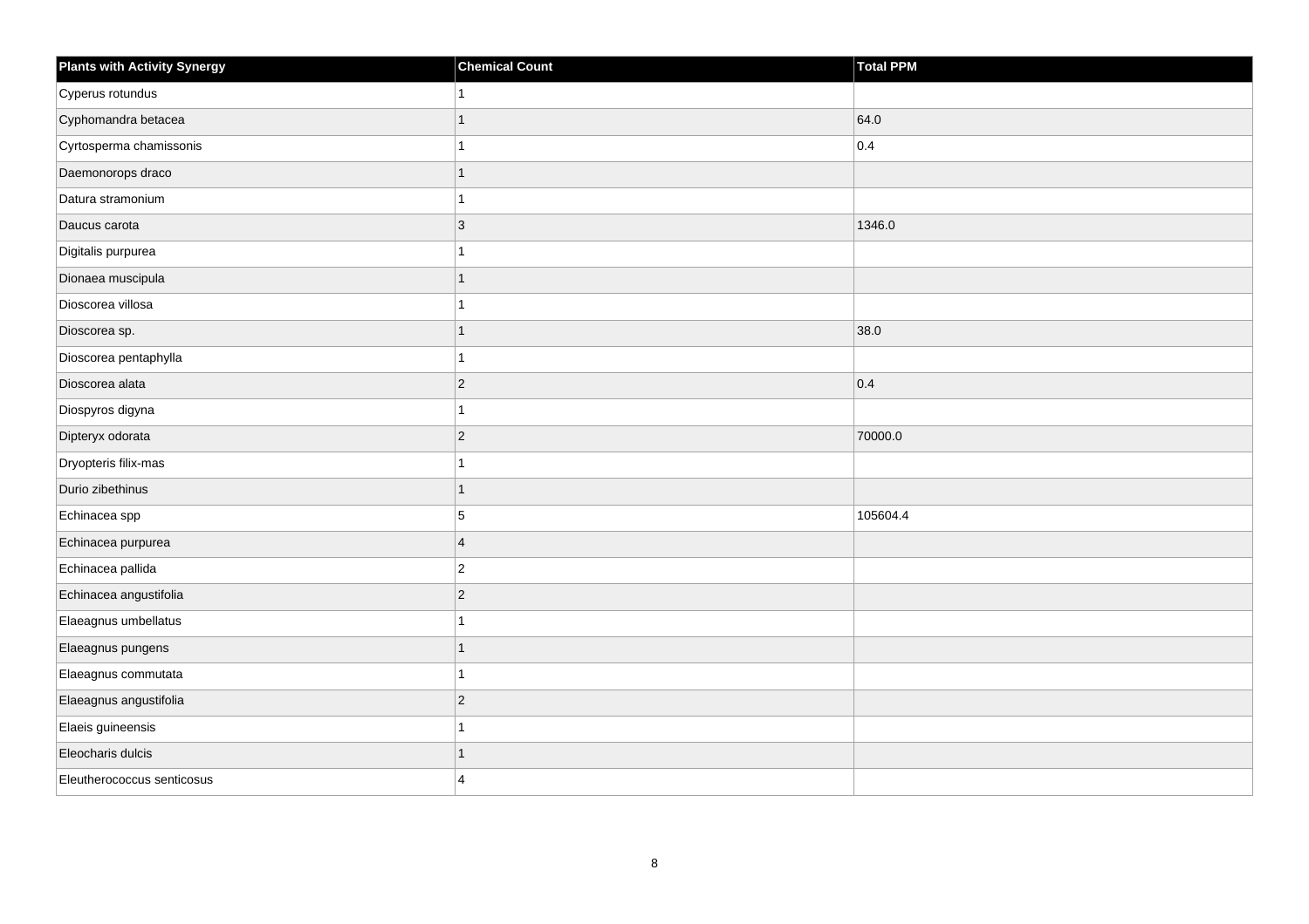| Plants with Activity Synergy | Chemical Count | Total PPM |
| --- | --- | --- |
| Cyperus rotundus | 1 | |
| Cyphomandra betacea | 1 | 64.0 |
| Cyrtosperma chamissonis | 1 | 0.4 |
| Daemonorops draco | 1 | |
| Datura stramonium | 1 | |
| Daucus carota | 3 | 1346.0 |
| Digitalis purpurea | 1 | |
| Dionaea muscipula | 1 | |
| Dioscorea villosa | 1 | |
| Dioscorea sp. | 1 | 38.0 |
| Dioscorea pentaphylla | 1 | |
| Dioscorea alata | 2 | 0.4 |
| Diospyros digyna | 1 | |
| Dipteryx odorata | 2 | 70000.0 |
| Dryopteris filix-mas | 1 | |
| Durio zibethinus | 1 | |
| Echinacea spp | 5 | 105604.4 |
| Echinacea purpurea | 4 | |
| Echinacea pallida | 2 | |
| Echinacea angustifolia | 2 | |
| Elaeagnus umbellatus | 1 | |
| Elaeagnus pungens | 1 | |
| Elaeagnus commutata | 1 | |
| Elaeagnus angustifolia | 2 | |
| Elaeis guineensis | 1 | |
| Eleocharis dulcis | 1 | |
| Eleutherococcus senticosus | 4 | |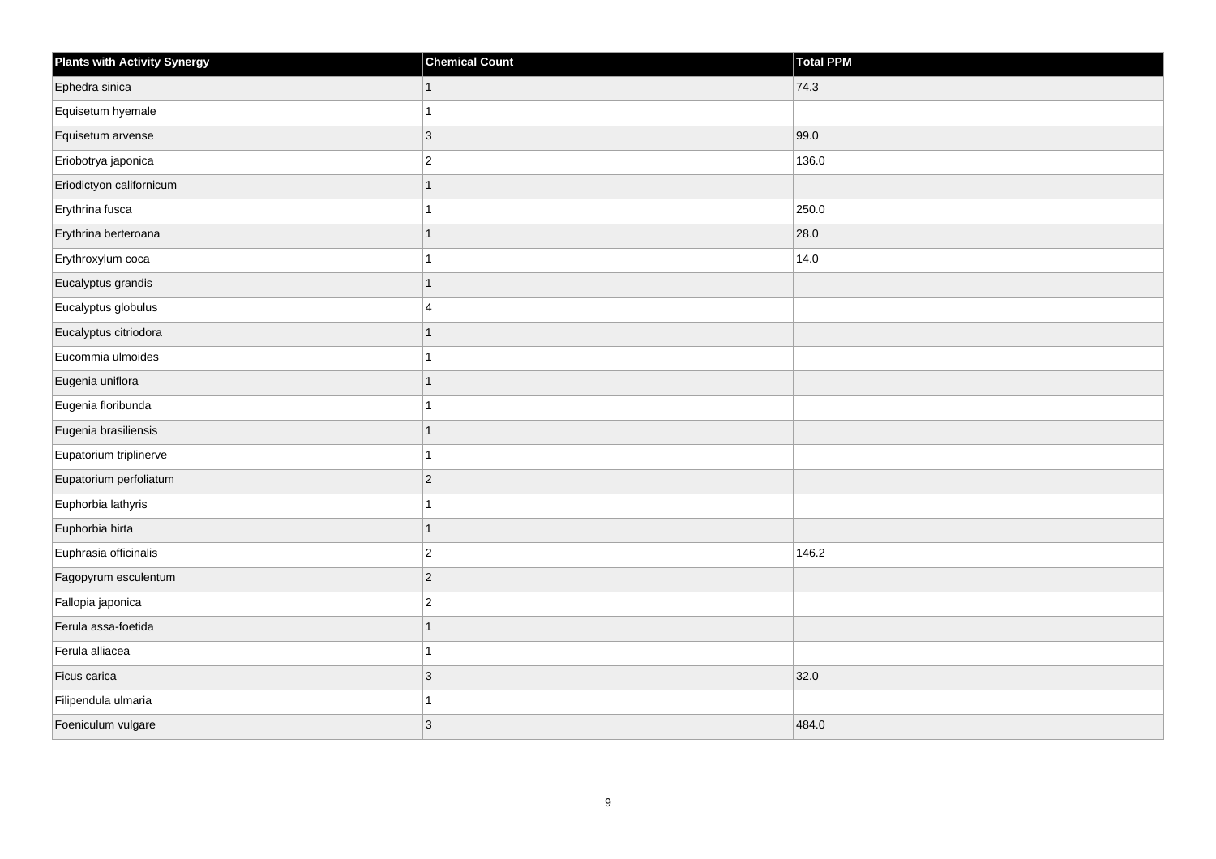| Plants with Activity Synergy | Chemical Count | Total PPM |
| --- | --- | --- |
| Ephedra sinica | 1 | 74.3 |
| Equisetum hyemale | 1 | |
| Equisetum arvense | 3 | 99.0 |
| Eriobotrya japonica | 2 | 136.0 |
| Eriodictyon californicum | 1 | |
| Erythrina fusca | 1 | 250.0 |
| Erythrina berteroana | 1 | 28.0 |
| Erythroxylum coca | 1 | 14.0 |
| Eucalyptus grandis | 1 | |
| Eucalyptus globulus | 4 | |
| Eucalyptus citriodora | 1 | |
| Eucommia ulmoides | 1 | |
| Eugenia uniflora | 1 | |
| Eugenia floribunda | 1 | |
| Eugenia brasiliensis | 1 | |
| Eupatorium triplinerve | 1 | |
| Eupatorium perfoliatum | 2 | |
| Euphorbia lathyris | 1 | |
| Euphorbia hirta | 1 | |
| Euphrasia officinalis | 2 | 146.2 |
| Fagopyrum esculentum | 2 | |
| Fallopia japonica | 2 | |
| Ferula assa-foetida | 1 | |
| Ferula alliacea | 1 | |
| Ficus carica | 3 | 32.0 |
| Filipendula ulmaria | 1 | |
| Foeniculum vulgare | 3 | 484.0 |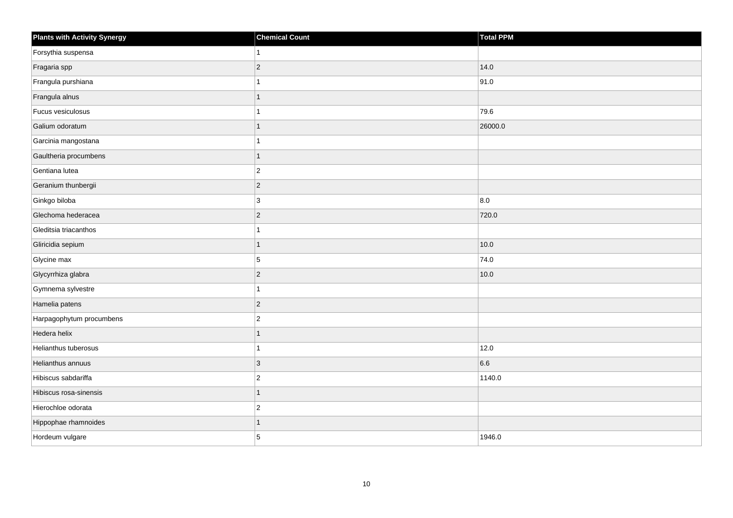| Plants with Activity Synergy | Chemical Count | Total PPM |
| --- | --- | --- |
| Forsythia suspensa | 1 | |
| Fragaria spp | 2 | 14.0 |
| Frangula purshiana | 1 | 91.0 |
| Frangula alnus | 1 | |
| Fucus vesiculosus | 1 | 79.6 |
| Galium odoratum | 1 | 26000.0 |
| Garcinia mangostana | 1 | |
| Gaultheria procumbens | 1 | |
| Gentiana lutea | 2 | |
| Geranium thunbergii | 2 | |
| Ginkgo biloba | 3 | 8.0 |
| Glechoma hederacea | 2 | 720.0 |
| Gleditsia triacanthos | 1 | |
| Gliricidia sepium | 1 | 10.0 |
| Glycine max | 5 | 74.0 |
| Glycyrrhiza glabra | 2 | 10.0 |
| Gymnema sylvestre | 1 | |
| Hamelia patens | 2 | |
| Harpagophytum procumbens | 2 | |
| Hedera helix | 1 | |
| Helianthus tuberosus | 1 | 12.0 |
| Helianthus annuus | 3 | 6.6 |
| Hibiscus sabdariffa | 2 | 1140.0 |
| Hibiscus rosa-sinensis | 1 | |
| Hierochloe odorata | 2 | |
| Hippophae rhamnoides | 1 | |
| Hordeum vulgare | 5 | 1946.0 |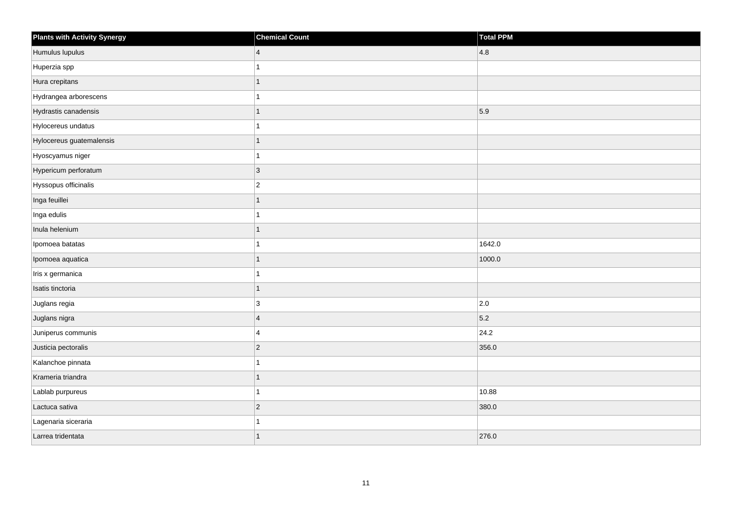| Plants with Activity Synergy | Chemical Count | Total PPM |
| --- | --- | --- |
| Humulus lupulus | 4 | 4.8 |
| Huperzia spp | 1 | |
| Hura crepitans | 1 | |
| Hydrangea arborescens | 1 | |
| Hydrastis canadensis | 1 | 5.9 |
| Hylocereus undatus | 1 | |
| Hylocereus guatemalensis | 1 | |
| Hyoscyamus niger | 1 | |
| Hypericum perforatum | 3 | |
| Hyssopus officinalis | 2 | |
| Inga feuillei | 1 | |
| Inga edulis | 1 | |
| Inula helenium | 1 | |
| Ipomoea batatas | 1 | 1642.0 |
| Ipomoea aquatica | 1 | 1000.0 |
| Iris x germanica | 1 | |
| Isatis tinctoria | 1 | |
| Juglans regia | 3 | 2.0 |
| Juglans nigra | 4 | 5.2 |
| Juniperus communis | 4 | 24.2 |
| Justicia pectoralis | 2 | 356.0 |
| Kalanchoe pinnata | 1 | |
| Krameria triandra | 1 | |
| Lablab purpureus | 1 | 10.88 |
| Lactuca sativa | 2 | 380.0 |
| Lagenaria siceraria | 1 | |
| Larrea tridentata | 1 | 276.0 |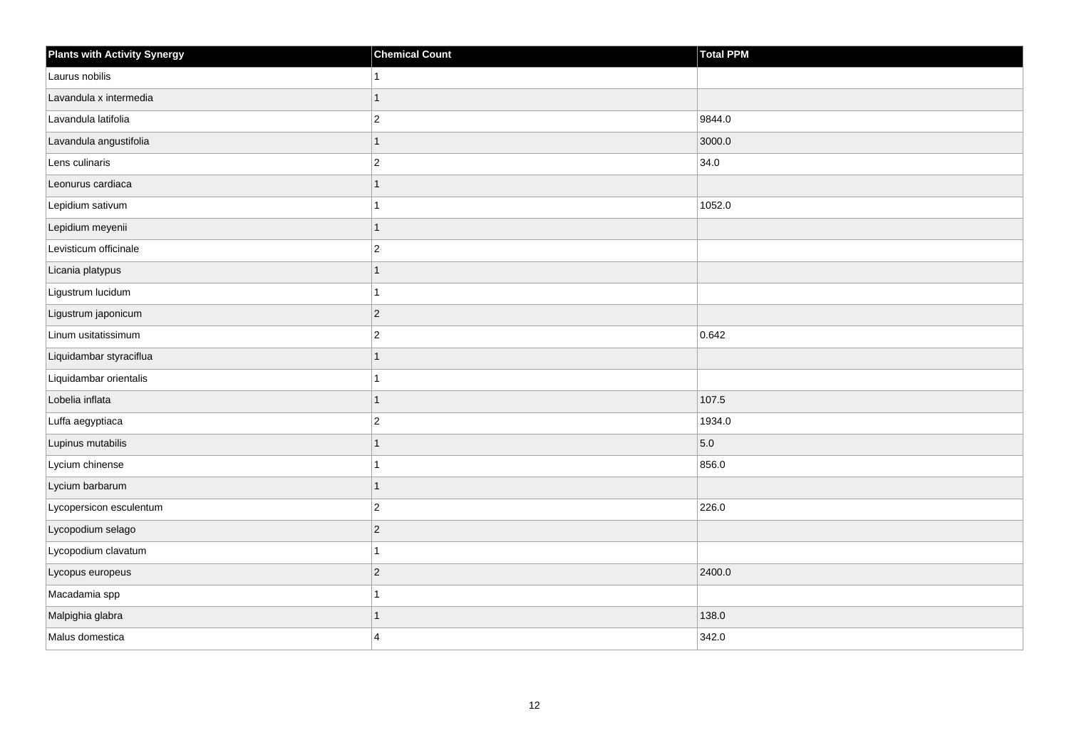| Plants with Activity Synergy | Chemical Count | Total PPM |
| --- | --- | --- |
| Laurus nobilis | 1 | |
| Lavandula x intermedia | 1 | |
| Lavandula latifolia | 2 | 9844.0 |
| Lavandula angustifolia | 1 | 3000.0 |
| Lens culinaris | 2 | 34.0 |
| Leonurus cardiaca | 1 | |
| Lepidium sativum | 1 | 1052.0 |
| Lepidium meyenii | 1 | |
| Levisticum officinale | 2 | |
| Licania platypus | 1 | |
| Ligustrum lucidum | 1 | |
| Ligustrum japonicum | 2 | |
| Linum usitatissimum | 2 | 0.642 |
| Liquidambar styraciflua | 1 | |
| Liquidambar orientalis | 1 | |
| Lobelia inflata | 1 | 107.5 |
| Luffa aegyptiaca | 2 | 1934.0 |
| Lupinus mutabilis | 1 | 5.0 |
| Lycium chinense | 1 | 856.0 |
| Lycium barbarum | 1 | |
| Lycopersicon esculentum | 2 | 226.0 |
| Lycopodium selago | 2 | |
| Lycopodium clavatum | 1 | |
| Lycopus europeus | 2 | 2400.0 |
| Macadamia spp | 1 | |
| Malpighia glabra | 1 | 138.0 |
| Malus domestica | 4 | 342.0 |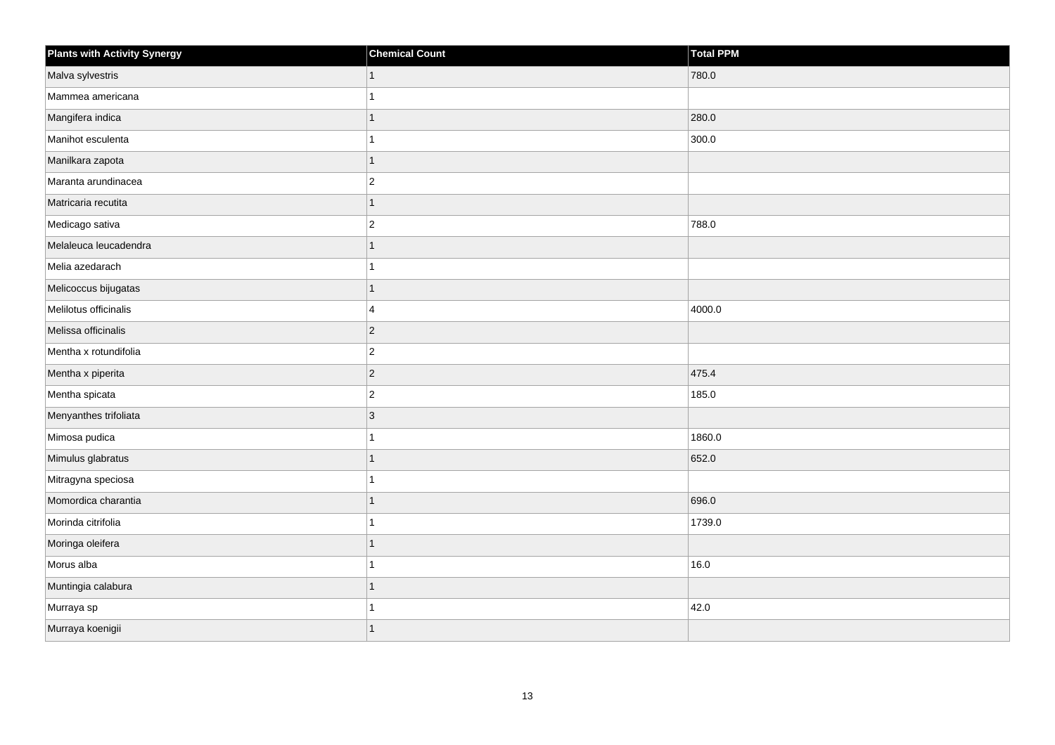| Plants with Activity Synergy | Chemical Count | Total PPM |
| --- | --- | --- |
| Malva sylvestris | 1 | 780.0 |
| Mammea americana | 1 | |
| Mangifera indica | 1 | 280.0 |
| Manihot esculenta | 1 | 300.0 |
| Manilkara zapota | 1 | |
| Maranta arundinacea | 2 | |
| Matricaria recutita | 1 | |
| Medicago sativa | 2 | 788.0 |
| Melaleuca leucadendra | 1 | |
| Melia azedarach | 1 | |
| Melicoccus bijugatas | 1 | |
| Melilotus officinalis | 4 | 4000.0 |
| Melissa officinalis | 2 | |
| Mentha x rotundifolia | 2 | |
| Mentha x piperita | 2 | 475.4 |
| Mentha spicata | 2 | 185.0 |
| Menyanthes trifoliata | 3 | |
| Mimosa pudica | 1 | 1860.0 |
| Mimulus glabratus | 1 | 652.0 |
| Mitragyna speciosa | 1 | |
| Momordica charantia | 1 | 696.0 |
| Morinda citrifolia | 1 | 1739.0 |
| Moringa oleifera | 1 | |
| Morus alba | 1 | 16.0 |
| Muntingia calabura | 1 | |
| Murraya sp | 1 | 42.0 |
| Murraya koenigii | 1 | |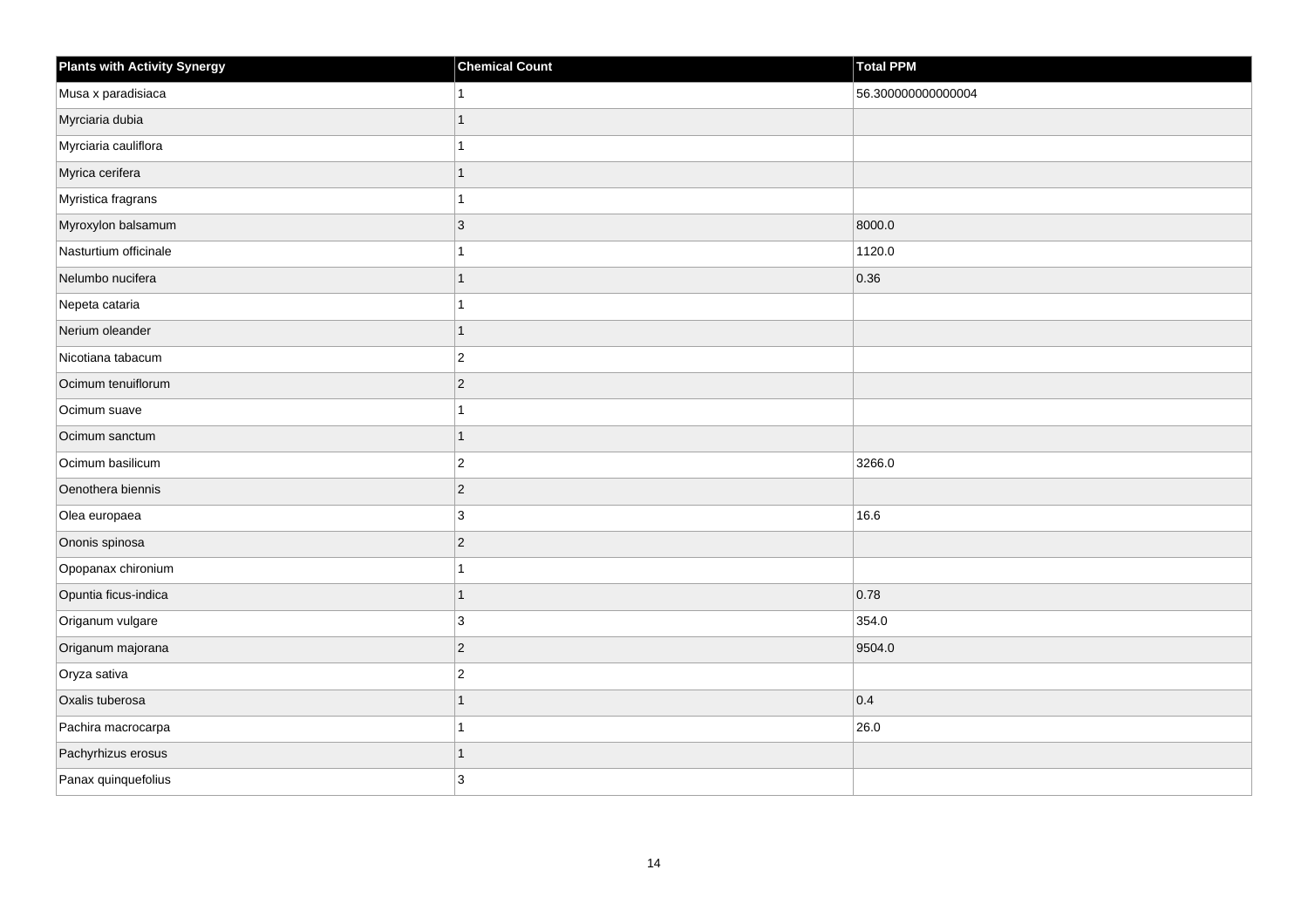| Plants with Activity Synergy | Chemical Count | Total PPM |
| --- | --- | --- |
| Musa x paradisiaca | 1 | 56.300000000000004 |
| Myrciaria dubia | 1 | |
| Myrciaria cauliflora | 1 | |
| Myrica cerifera | 1 | |
| Myristica fragrans | 1 | |
| Myroxylon balsamum | 3 | 8000.0 |
| Nasturtium officinale | 1 | 1120.0 |
| Nelumbo nucifera | 1 | 0.36 |
| Nepeta cataria | 1 | |
| Nerium oleander | 1 | |
| Nicotiana tabacum | 2 | |
| Ocimum tenuiflorum | 2 | |
| Ocimum suave | 1 | |
| Ocimum sanctum | 1 | |
| Ocimum basilicum | 2 | 3266.0 |
| Oenothera biennis | 2 | |
| Olea europaea | 3 | 16.6 |
| Ononis spinosa | 2 | |
| Opopanax chironium | 1 | |
| Opuntia ficus-indica | 1 | 0.78 |
| Origanum vulgare | 3 | 354.0 |
| Origanum majorana | 2 | 9504.0 |
| Oryza sativa | 2 | |
| Oxalis tuberosa | 1 | 0.4 |
| Pachira macrocarpa | 1 | 26.0 |
| Pachyrhizus erosus | 1 | |
| Panax quinquefolius | 3 | |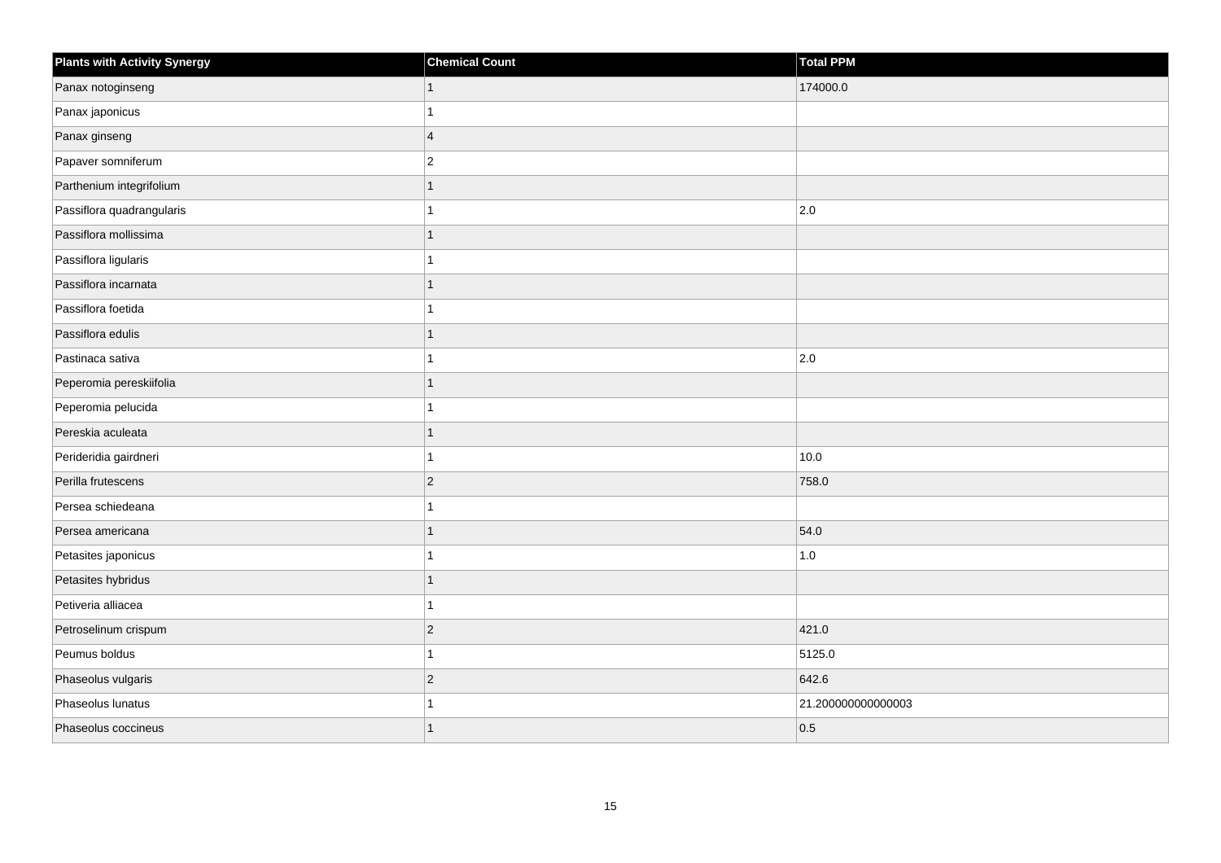| Plants with Activity Synergy | Chemical Count | Total PPM |
| --- | --- | --- |
| Panax notoginseng | 1 | 174000.0 |
| Panax japonicus | 1 | |
| Panax ginseng | 4 | |
| Papaver somniferum | 2 | |
| Parthenium integrifolium | 1 | |
| Passiflora quadrangularis | 1 | 2.0 |
| Passiflora mollissima | 1 | |
| Passiflora ligularis | 1 | |
| Passiflora incarnata | 1 | |
| Passiflora foetida | 1 | |
| Passiflora edulis | 1 | |
| Pastinaca sativa | 1 | 2.0 |
| Peperomia pereskiifolia | 1 | |
| Peperomia pelucida | 1 | |
| Pereskia aculeata | 1 | |
| Perideridia gairdneri | 1 | 10.0 |
| Perilla frutescens | 2 | 758.0 |
| Persea schiedeana | 1 | |
| Persea americana | 1 | 54.0 |
| Petasites japonicus | 1 | 1.0 |
| Petasites hybridus | 1 | |
| Petiveria alliacea | 1 | |
| Petroselinum crispum | 2 | 421.0 |
| Peumus boldus | 1 | 5125.0 |
| Phaseolus vulgaris | 2 | 642.6 |
| Phaseolus lunatus | 1 | 21.200000000000003 |
| Phaseolus coccineus | 1 | 0.5 |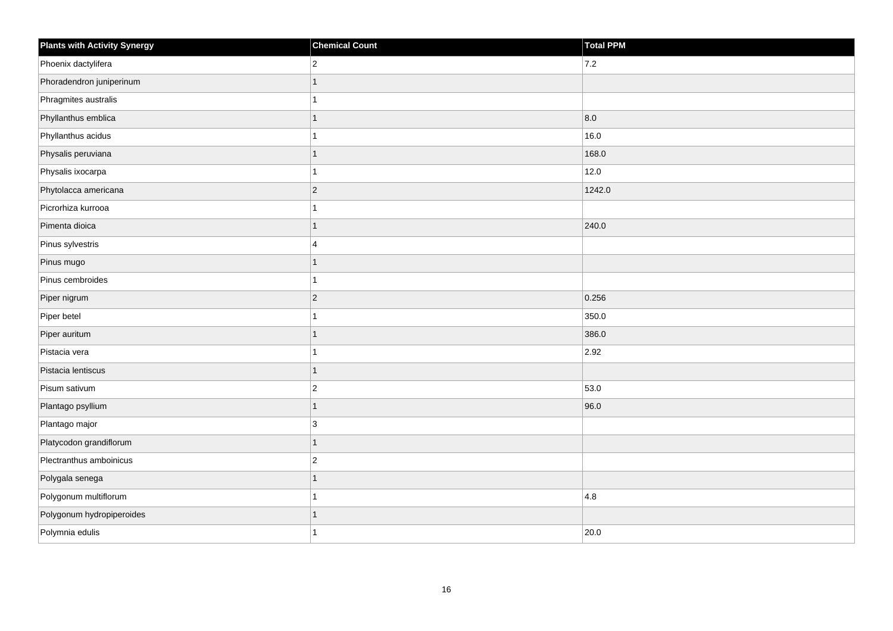| Plants with Activity Synergy | Chemical Count | Total PPM |
|---|---|---|
| Phoenix dactylifera | 2 | 7.2 |
| Phoradendron juniperinum | 1 | |
| Phragmites australis | 1 | |
| Phyllanthus emblica | 1 | 8.0 |
| Phyllanthus acidus | 1 | 16.0 |
| Physalis peruviana | 1 | 168.0 |
| Physalis ixocarpa | 1 | 12.0 |
| Phytolacca americana | 2 | 1242.0 |
| Picrorhiza kurrooa | 1 | |
| Pimenta dioica | 1 | 240.0 |
| Pinus sylvestris | 4 | |
| Pinus mugo | 1 | |
| Pinus cembroides | 1 | |
| Piper nigrum | 2 | 0.256 |
| Piper betel | 1 | 350.0 |
| Piper auritum | 1 | 386.0 |
| Pistacia vera | 1 | 2.92 |
| Pistacia lentiscus | 1 | |
| Pisum sativum | 2 | 53.0 |
| Plantago psyllium | 1 | 96.0 |
| Plantago major | 3 | |
| Platycodon grandiflorum | 1 | |
| Plectranthus amboinicus | 2 | |
| Polygala senega | 1 | |
| Polygonum multiflorum | 1 | 4.8 |
| Polygonum hydropiperoides | 1 | |
| Polymnia edulis | 1 | 20.0 |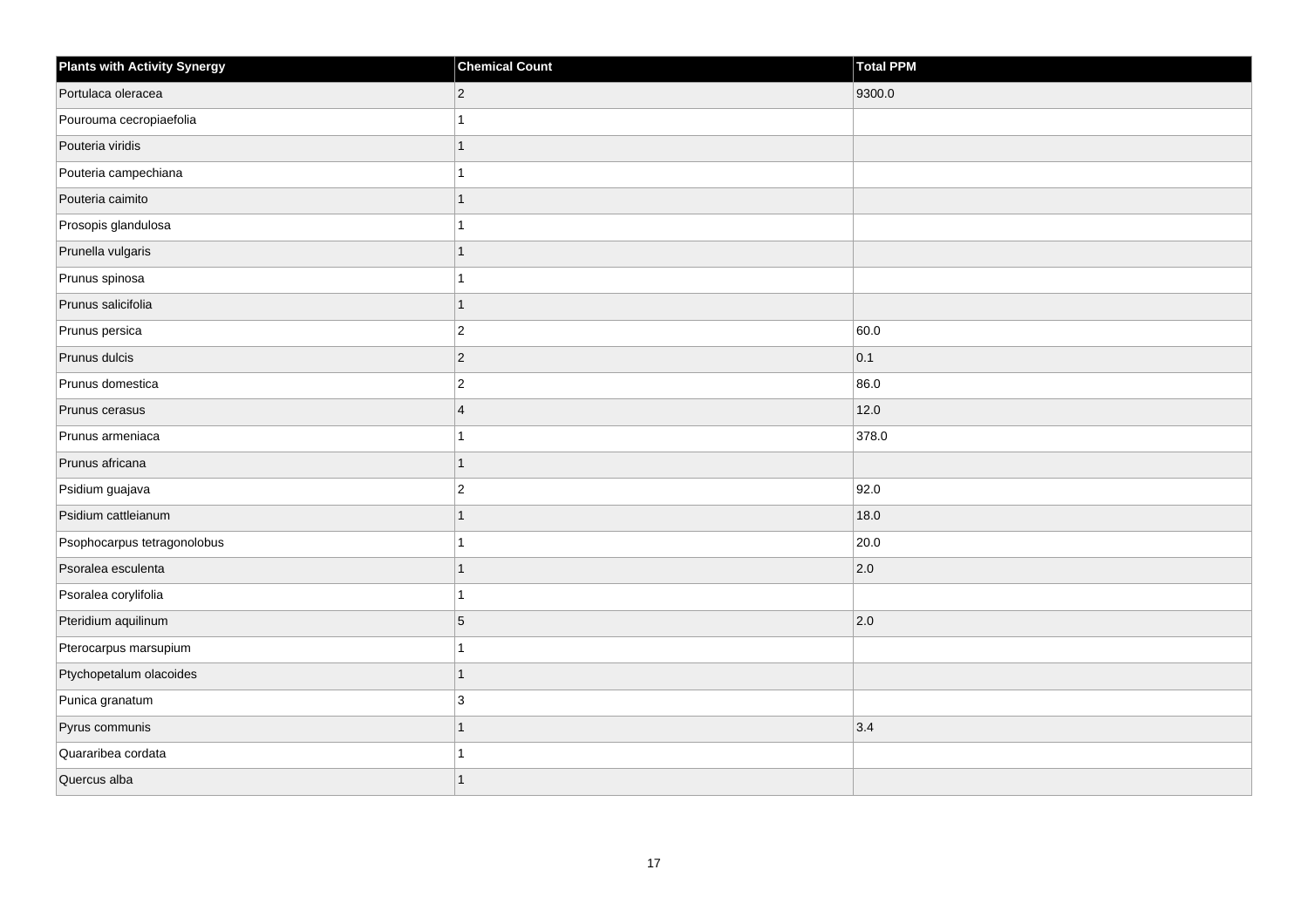| Plants with Activity Synergy | Chemical Count | Total PPM |
| --- | --- | --- |
| Portulaca oleracea | 2 | 9300.0 |
| Pourouma cecropiaefolia | 1 | |
| Pouteria viridis | 1 | |
| Pouteria campechiana | 1 | |
| Pouteria caimito | 1 | |
| Prosopis glandulosa | 1 | |
| Prunella vulgaris | 1 | |
| Prunus spinosa | 1 | |
| Prunus salicifolia | 1 | |
| Prunus persica | 2 | 60.0 |
| Prunus dulcis | 2 | 0.1 |
| Prunus domestica | 2 | 86.0 |
| Prunus cerasus | 4 | 12.0 |
| Prunus armeniaca | 1 | 378.0 |
| Prunus africana | 1 | |
| Psidium guajava | 2 | 92.0 |
| Psidium cattleianum | 1 | 18.0 |
| Psophocarpus tetragonolobus | 1 | 20.0 |
| Psoralea esculenta | 1 | 2.0 |
| Psoralea corylifolia | 1 | |
| Pteridium aquilinum | 5 | 2.0 |
| Pterocarpus marsupium | 1 | |
| Ptychopetalum olacoides | 1 | |
| Punica granatum | 3 | |
| Pyrus communis | 1 | 3.4 |
| Quararibea cordata | 1 | |
| Quercus alba | 1 | |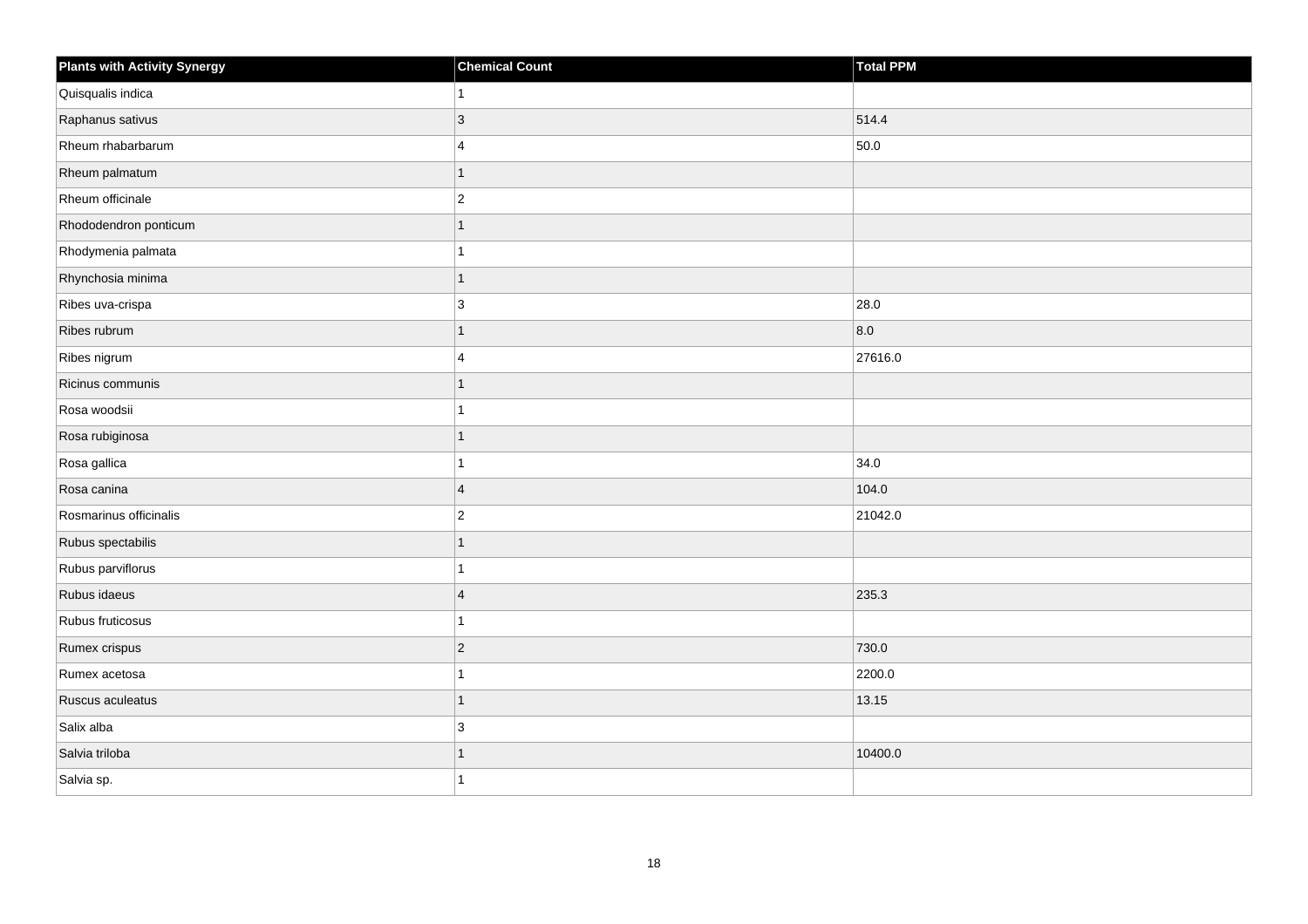| Plants with Activity Synergy | Chemical Count | Total PPM |
| --- | --- | --- |
| Quisqualis indica | 1 | |
| Raphanus sativus | 3 | 514.4 |
| Rheum rhabarbarum | 4 | 50.0 |
| Rheum palmatum | 1 | |
| Rheum officinale | 2 | |
| Rhododendron ponticum | 1 | |
| Rhodymenia palmata | 1 | |
| Rhynchosia minima | 1 | |
| Ribes uva-crispa | 3 | 28.0 |
| Ribes rubrum | 1 | 8.0 |
| Ribes nigrum | 4 | 27616.0 |
| Ricinus communis | 1 | |
| Rosa woodsii | 1 | |
| Rosa rubiginosa | 1 | |
| Rosa gallica | 1 | 34.0 |
| Rosa canina | 4 | 104.0 |
| Rosmarinus officinalis | 2 | 21042.0 |
| Rubus spectabilis | 1 | |
| Rubus parviflorus | 1 | |
| Rubus idaeus | 4 | 235.3 |
| Rubus fruticosus | 1 | |
| Rumex crispus | 2 | 730.0 |
| Rumex acetosa | 1 | 2200.0 |
| Ruscus aculeatus | 1 | 13.15 |
| Salix alba | 3 | |
| Salvia triloba | 1 | 10400.0 |
| Salvia sp. | 1 | |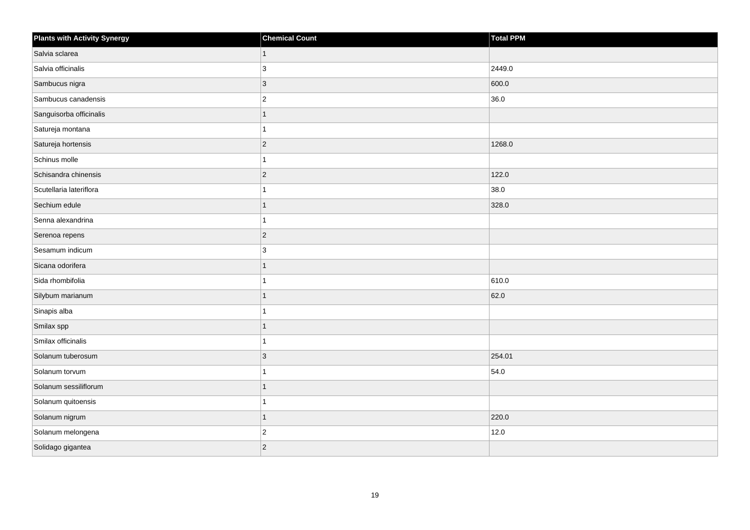| Plants with Activity Synergy | Chemical Count | Total PPM |
| --- | --- | --- |
| Salvia sclarea | 1 | |
| Salvia officinalis | 3 | 2449.0 |
| Sambucus nigra | 3 | 600.0 |
| Sambucus canadensis | 2 | 36.0 |
| Sanguisorba officinalis | 1 | |
| Satureja montana | 1 | |
| Satureja hortensis | 2 | 1268.0 |
| Schinus molle | 1 | |
| Schisandra chinensis | 2 | 122.0 |
| Scutellaria lateriflora | 1 | 38.0 |
| Sechium edule | 1 | 328.0 |
| Senna alexandrina | 1 | |
| Serenoa repens | 2 | |
| Sesamum indicum | 3 | |
| Sicana odorifera | 1 | |
| Sida rhombifolia | 1 | 610.0 |
| Silybum marianum | 1 | 62.0 |
| Sinapis alba | 1 | |
| Smilax spp | 1 | |
| Smilax officinalis | 1 | |
| Solanum tuberosum | 3 | 254.01 |
| Solanum torvum | 1 | 54.0 |
| Solanum sessiliflorum | 1 | |
| Solanum quitoensis | 1 | |
| Solanum nigrum | 1 | 220.0 |
| Solanum melongena | 2 | 12.0 |
| Solidago gigantea | 2 | |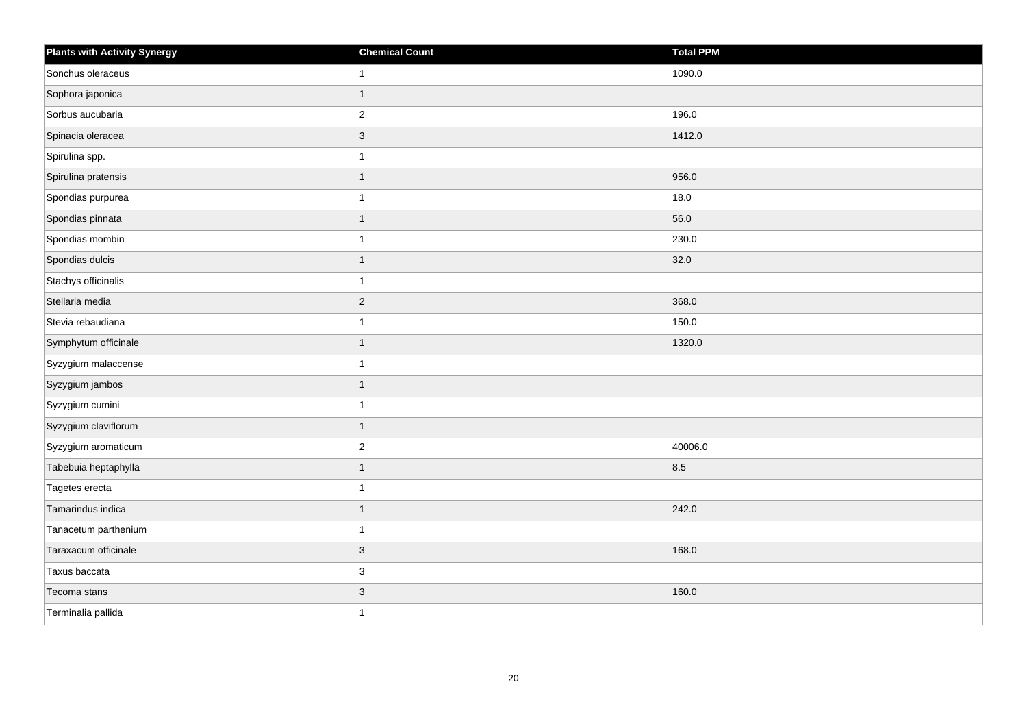| Plants with Activity Synergy | Chemical Count | Total PPM |
| --- | --- | --- |
| Sonchus oleraceus | 1 | 1090.0 |
| Sophora japonica | 1 | |
| Sorbus aucubaria | 2 | 196.0 |
| Spinacia oleracea | 3 | 1412.0 |
| Spirulina spp. | 1 | |
| Spirulina pratensis | 1 | 956.0 |
| Spondias purpurea | 1 | 18.0 |
| Spondias pinnata | 1 | 56.0 |
| Spondias mombin | 1 | 230.0 |
| Spondias dulcis | 1 | 32.0 |
| Stachys officinalis | 1 | |
| Stellaria media | 2 | 368.0 |
| Stevia rebaudiana | 1 | 150.0 |
| Symphytum officinale | 1 | 1320.0 |
| Syzygium malaccense | 1 | |
| Syzygium jambos | 1 | |
| Syzygium cumini | 1 | |
| Syzygium claviflorum | 1 | |
| Syzygium aromaticum | 2 | 40006.0 |
| Tabebuia heptaphylla | 1 | 8.5 |
| Tagetes erecta | 1 | |
| Tamarindus indica | 1 | 242.0 |
| Tanacetum parthenium | 1 | |
| Taraxacum officinale | 3 | 168.0 |
| Taxus baccata | 3 | |
| Tecoma stans | 3 | 160.0 |
| Terminalia pallida | 1 | |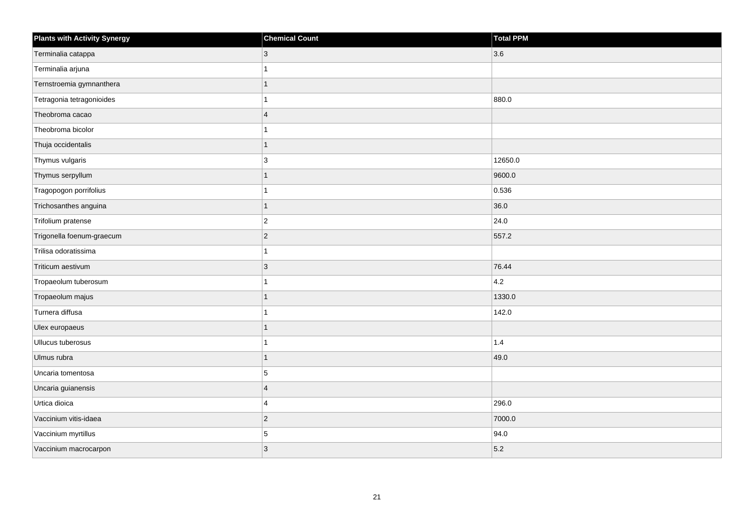| Plants with Activity Synergy | Chemical Count | Total PPM |
| --- | --- | --- |
| Terminalia catappa | 3 | 3.6 |
| Terminalia arjuna | 1 | |
| Ternstroemia gymnanthera | 1 | |
| Tetragonia tetragonioides | 1 | 880.0 |
| Theobroma cacao | 4 | |
| Theobroma bicolor | 1 | |
| Thuja occidentalis | 1 | |
| Thymus vulgaris | 3 | 12650.0 |
| Thymus serpyllum | 1 | 9600.0 |
| Tragopogon porrifolius | 1 | 0.536 |
| Trichosanthes anguina | 1 | 36.0 |
| Trifolium pratense | 2 | 24.0 |
| Trigonella foenum-graecum | 2 | 557.2 |
| Trilisa odoratissima | 1 | |
| Triticum aestivum | 3 | 76.44 |
| Tropaeolum tuberosum | 1 | 4.2 |
| Tropaeolum majus | 1 | 1330.0 |
| Turnera diffusa | 1 | 142.0 |
| Ulex europaeus | 1 | |
| Ullucus tuberosus | 1 | 1.4 |
| Ulmus rubra | 1 | 49.0 |
| Uncaria tomentosa | 5 | |
| Uncaria guianensis | 4 | |
| Urtica dioica | 4 | 296.0 |
| Vaccinium vitis-idaea | 2 | 7000.0 |
| Vaccinium myrtillus | 5 | 94.0 |
| Vaccinium macrocarpon | 3 | 5.2 |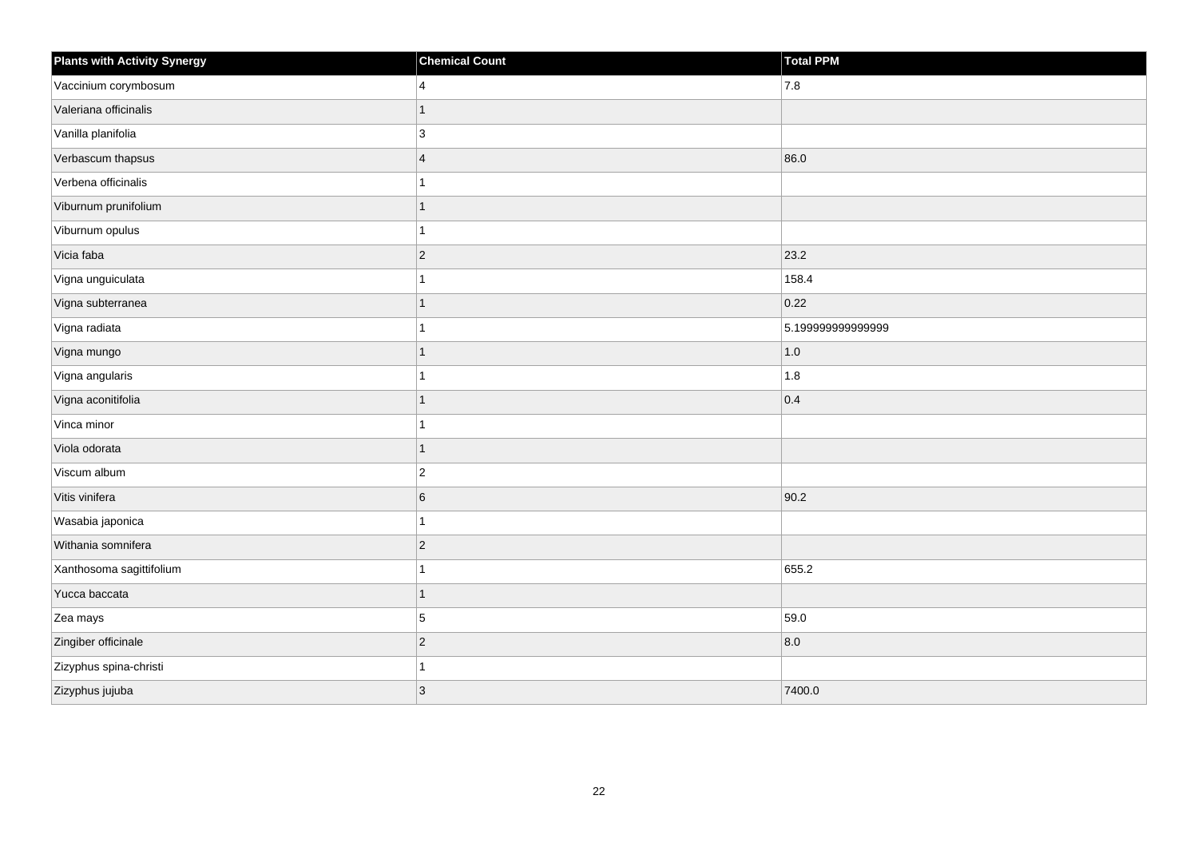| Plants with Activity Synergy | Chemical Count | Total PPM |
| --- | --- | --- |
| Vaccinium corymbosum | 4 | 7.8 |
| Valeriana officinalis | 1 | |
| Vanilla planifolia | 3 | |
| Verbascum thapsus | 4 | 86.0 |
| Verbena officinalis | 1 | |
| Viburnum prunifolium | 1 | |
| Viburnum opulus | 1 | |
| Vicia faba | 2 | 23.2 |
| Vigna unguiculata | 1 | 158.4 |
| Vigna subterranea | 1 | 0.22 |
| Vigna radiata | 1 | 5.199999999999999 |
| Vigna mungo | 1 | 1.0 |
| Vigna angularis | 1 | 1.8 |
| Vigna aconitifolia | 1 | 0.4 |
| Vinca minor | 1 | |
| Viola odorata | 1 | |
| Viscum album | 2 | |
| Vitis vinifera | 6 | 90.2 |
| Wasabia japonica | 1 | |
| Withania somnifera | 2 | |
| Xanthosoma sagittifolium | 1 | 655.2 |
| Yucca baccata | 1 | |
| Zea mays | 5 | 59.0 |
| Zingiber officinale | 2 | 8.0 |
| Zizyphus spina-christi | 1 | |
| Zizyphus jujuba | 3 | 7400.0 |